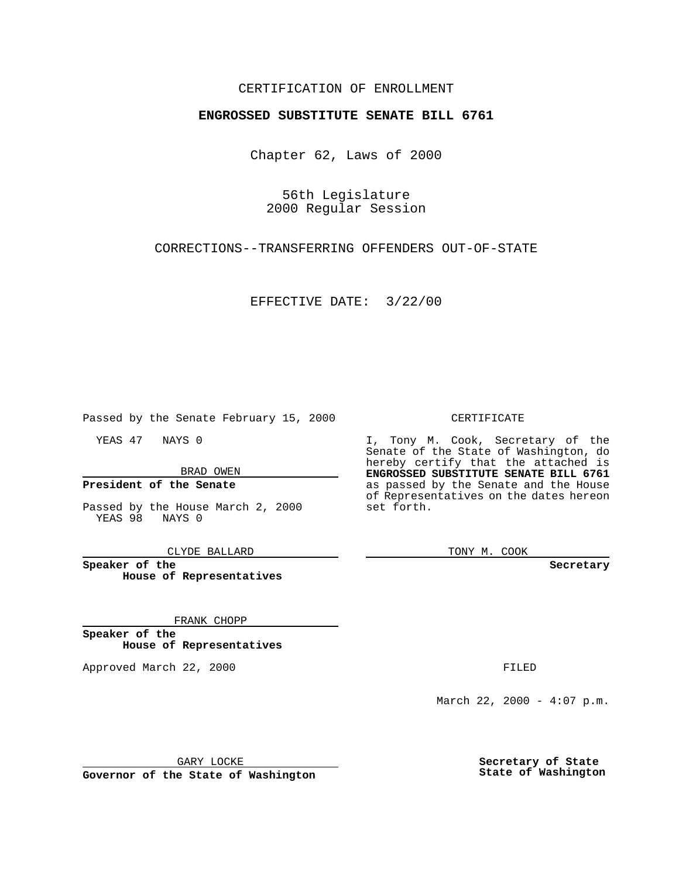CERTIFICATION OF ENROLLMENT

**ENGROSSED SUBSTITUTE SENATE BILL 6761**

Chapter 62, Laws of 2000

56th Legislature
2000 Regular Session

CORRECTIONS--TRANSFERRING OFFENDERS OUT-OF-STATE

EFFECTIVE DATE: 3/22/00

Passed by the Senate February 15, 2000

YEAS 47 NAYS 0

BRAD OWEN

**President of the Senate**

Passed by the House March 2, 2000
YEAS 98 NAYS 0

CLYDE BALLARD

**Speaker of the House of Representatives**

FRANK CHOPP

**Speaker of the House of Representatives**

Approved March 22, 2000

GARY LOCKE

**Governor of the State of Washington**

CERTIFICATE

I, Tony M. Cook, Secretary of the Senate of the State of Washington, do hereby certify that the attached is **ENGROSSED SUBSTITUTE SENATE BILL 6761** as passed by the Senate and the House of Representatives on the dates hereon set forth.

TONY M. COOK

**Secretary**

FILED

March 22, 2000 - 4:07 p.m.

**Secretary of State State of Washington**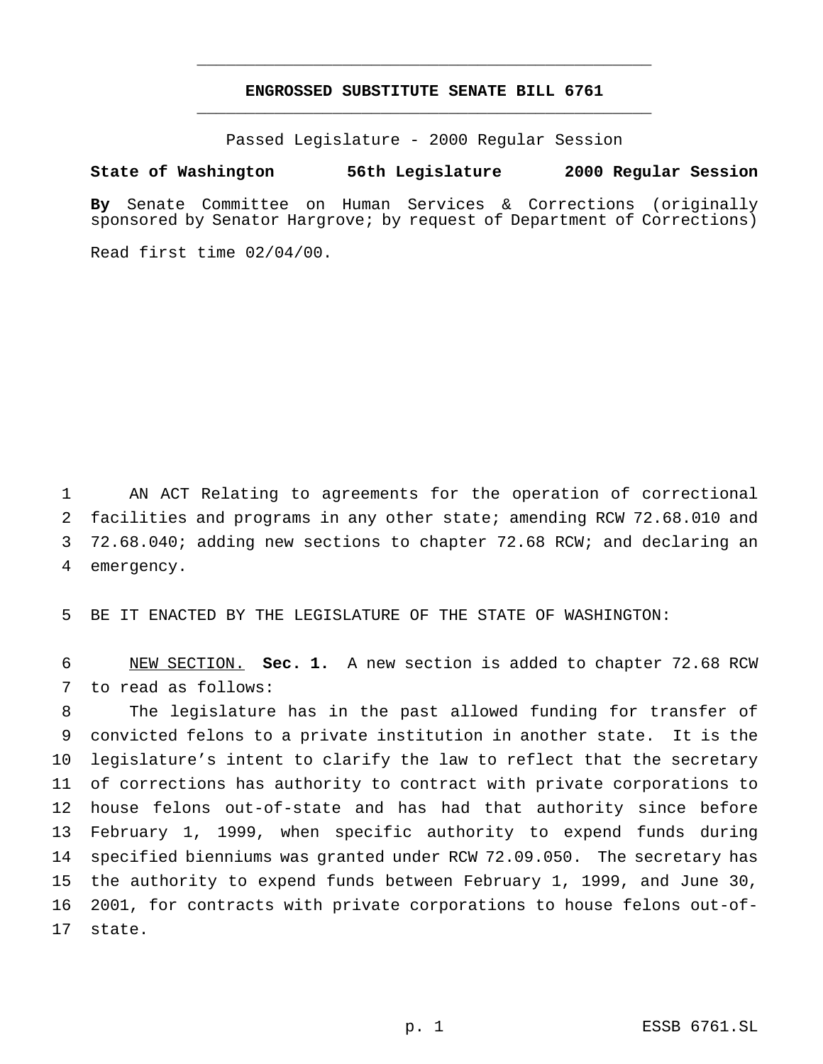# ENGROSSED SUBSTITUTE SENATE BILL 6761

Passed Legislature - 2000 Regular Session

**State of Washington 56th Legislature 2000 Regular Session**

**By** Senate Committee on Human Services & Corrections (originally sponsored by Senator Hargrove; by request of Department of Corrections)

Read first time 02/04/00.

AN ACT Relating to agreements for the operation of correctional facilities and programs in any other state; amending RCW 72.68.010 and 72.68.040; adding new sections to chapter 72.68 RCW; and declaring an emergency.

BE IT ENACTED BY THE LEGISLATURE OF THE STATE OF WASHINGTON:

NEW SECTION. **Sec. 1.** A new section is added to chapter 72.68 RCW to read as follows:

The legislature has in the past allowed funding for transfer of convicted felons to a private institution in another state. It is the legislature's intent to clarify the law to reflect that the secretary of corrections has authority to contract with private corporations to house felons out-of-state and has had that authority since before February 1, 1999, when specific authority to expend funds during specified bienniums was granted under RCW 72.09.050. The secretary has the authority to expend funds between February 1, 1999, and June 30, 2001, for contracts with private corporations to house felons out-of-state.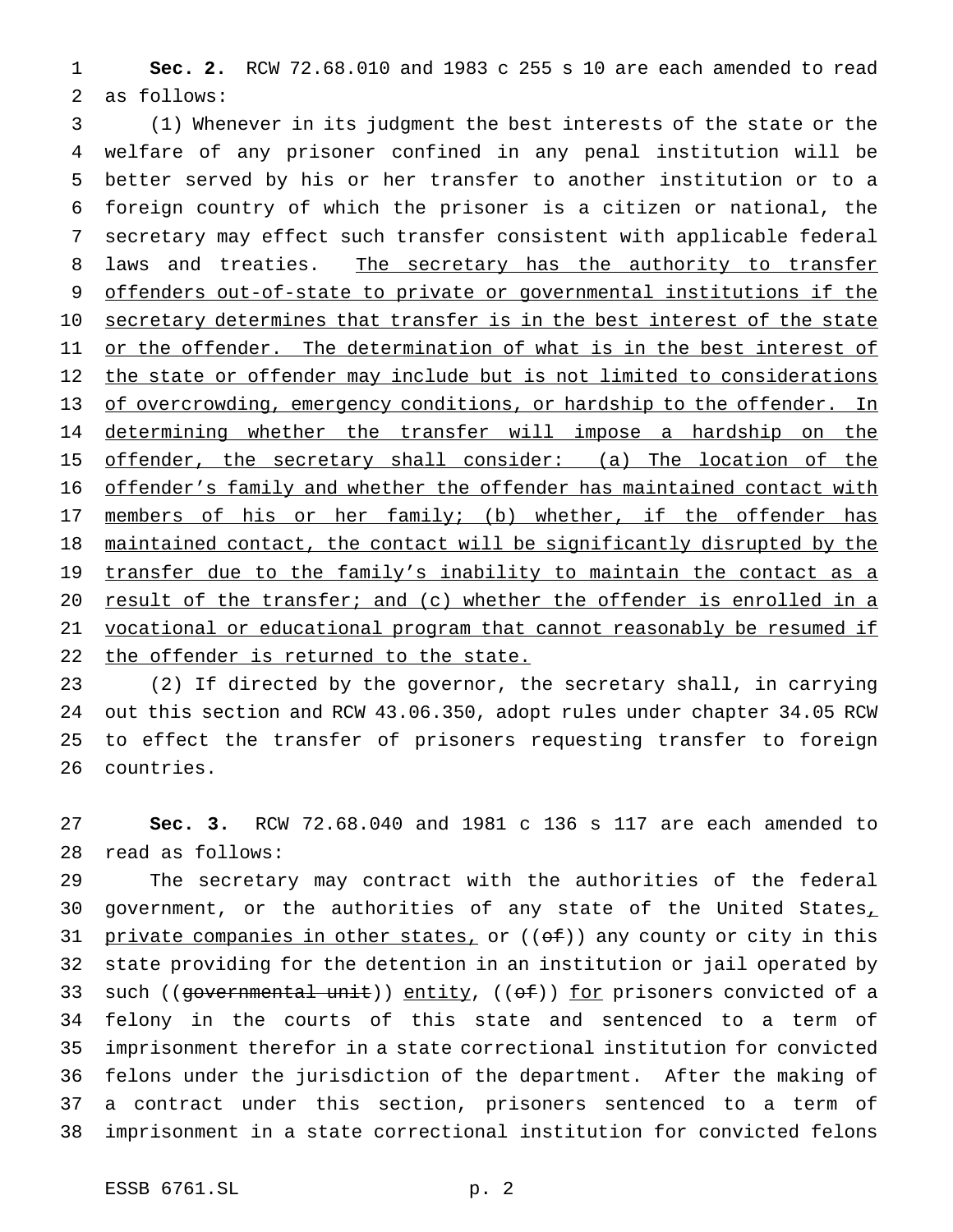**Sec. 2.** RCW 72.68.010 and 1983 c 255 s 10 are each amended to read as follows:

(1) Whenever in its judgment the best interests of the state or the welfare of any prisoner confined in any penal institution will be better served by his or her transfer to another institution or to a foreign country of which the prisoner is a citizen or national, the secretary may effect such transfer consistent with applicable federal laws and treaties. <u>The secretary has the authority to transfer offenders out-of-state to private or governmental institutions if the secretary determines that transfer is in the best interest of the state or the offender. The determination of what is in the best interest of the state or offender may include but is not limited to considerations of overcrowding, emergency conditions, or hardship to the offender. In determining whether the transfer will impose a hardship on the offender, the secretary shall consider: (a) The location of the offender's family and whether the offender has maintained contact with members of his or her family; (b) whether, if the offender has maintained contact, the contact will be significantly disrupted by the transfer due to the family's inability to maintain the contact as a result of the transfer; and (c) whether the offender is enrolled in a vocational or educational program that cannot reasonably be resumed if the offender is returned to the state.</u>

(2) If directed by the governor, the secretary shall, in carrying out this section and RCW 43.06.350, adopt rules under chapter 34.05 RCW to effect the transfer of prisoners requesting transfer to foreign countries.

**Sec. 3.** RCW 72.68.040 and 1981 c 136 s 117 are each amended to read as follows:

The secretary may contract with the authorities of the federal government, or the authorities of any state of the United States<u>,</u> <u>private companies in other states,</u> or ((~~of~~)) any county or city in this state providing for the detention in an institution or jail operated by such ((~~governmental unit~~)) <u>entity</u>, ((~~of~~)) <u>for</u> prisoners convicted of a felony in the courts of this state and sentenced to a term of imprisonment therefor in a state correctional institution for convicted felons under the jurisdiction of the department. After the making of a contract under this section, prisoners sentenced to a term of imprisonment in a state correctional institution for convicted felons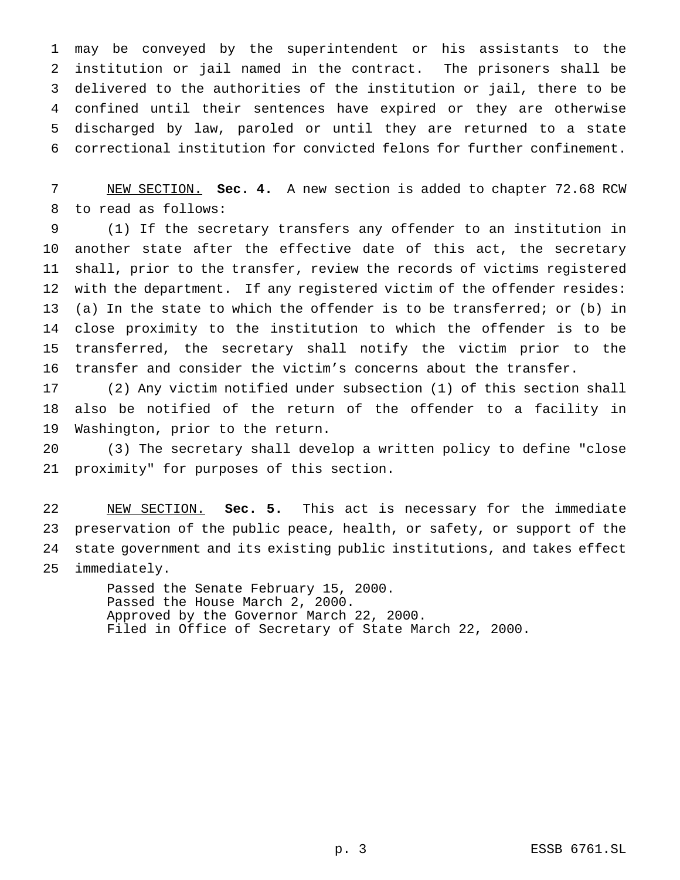may be conveyed by the superintendent or his assistants to the institution or jail named in the contract. The prisoners shall be delivered to the authorities of the institution or jail, there to be confined until their sentences have expired or they are otherwise discharged by law, paroled or until they are returned to a state correctional institution for convicted felons for further confinement.

NEW SECTION. **Sec. 4.** A new section is added to chapter 72.68 RCW to read as follows:

(1) If the secretary transfers any offender to an institution in another state after the effective date of this act, the secretary shall, prior to the transfer, review the records of victims registered with the department. If any registered victim of the offender resides: (a) In the state to which the offender is to be transferred; or (b) in close proximity to the institution to which the offender is to be transferred, the secretary shall notify the victim prior to the transfer and consider the victim's concerns about the transfer.

(2) Any victim notified under subsection (1) of this section shall also be notified of the return of the offender to a facility in Washington, prior to the return.

(3) The secretary shall develop a written policy to define "close proximity" for purposes of this section.

NEW SECTION. **Sec. 5.** This act is necessary for the immediate preservation of the public peace, health, or safety, or support of the state government and its existing public institutions, and takes effect immediately.

Passed the Senate February 15, 2000.
Passed the House March 2, 2000.
Approved by the Governor March 22, 2000.
Filed in Office of Secretary of State March 22, 2000.